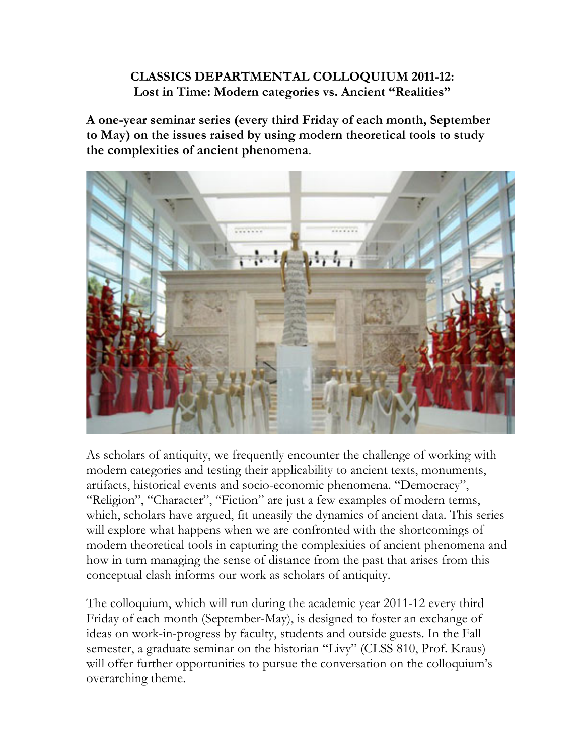**CLASSICS DEPARTMENTAL COLLOQUIUM 2011-12:**
**Lost in Time: Modern categories vs. Ancient "Realities"**

**A one-year seminar series (every third Friday of each month, September to May) on the issues raised by using modern theoretical tools to study the complexities of ancient phenomena**.

As scholars of antiquity, we frequently encounter the challenge of working with modern categories and testing their applicability to ancient texts, monuments, artifacts, historical events and socio-economic phenomena. "Democracy", "Religion", "Character", "Fiction" are just a few examples of modern terms, which, scholars have argued, fit uneasily the dynamics of ancient data. This series will explore what happens when we are confronted with the shortcomings of modern theoretical tools in capturing the complexities of ancient phenomena and how in turn managing the sense of distance from the past that arises from this conceptual clash informs our work as scholars of antiquity.

The colloquium, which will run during the academic year 2011-12 every third Friday of each month (September-May), is designed to foster an exchange of ideas on work-in-progress by faculty, students and outside guests. In the Fall semester, a graduate seminar on the historian "Livy" (CLSS 810, Prof. Kraus) will offer further opportunities to pursue the conversation on the colloquium's overarching theme.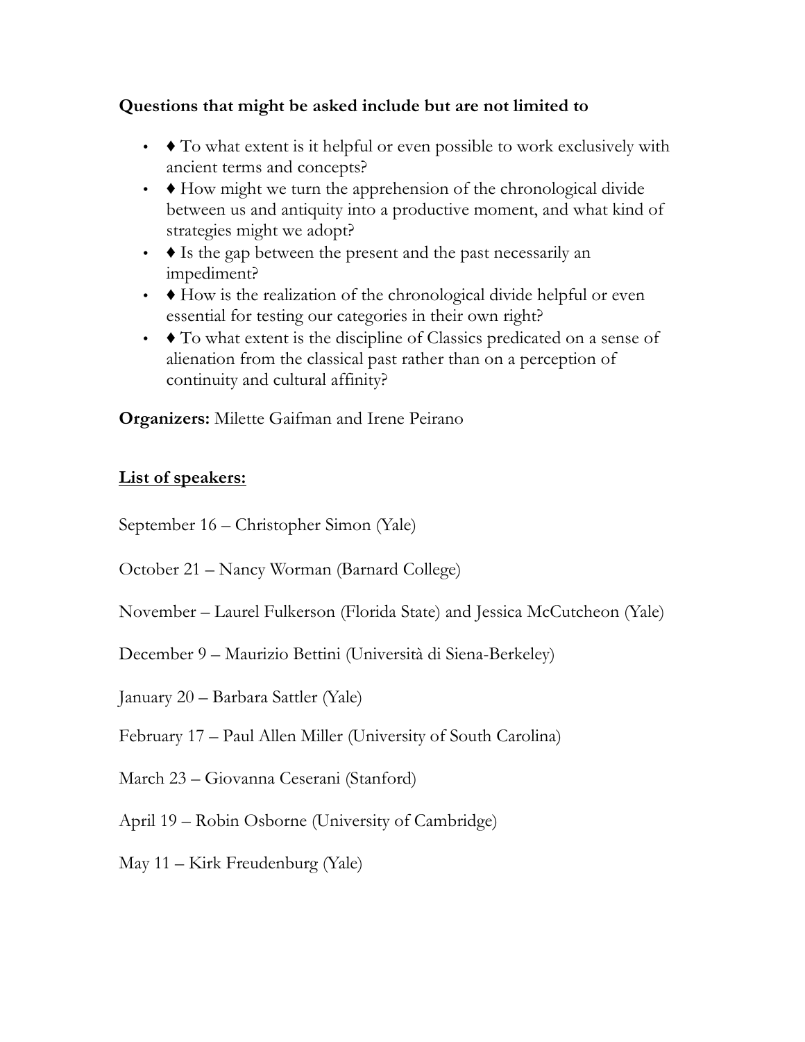**Questions that might be asked include but are not limited to**

- ♦ To what extent is it helpful or even possible to work exclusively with ancient terms and concepts?
- ♦ How might we turn the apprehension of the chronological divide between us and antiquity into a productive moment, and what kind of strategies might we adopt?
- ♦ Is the gap between the present and the past necessarily an impediment?
- ♦ How is the realization of the chronological divide helpful or even essential for testing our categories in their own right?
- ♦ To what extent is the discipline of Classics predicated on a sense of alienation from the classical past rather than on a perception of continuity and cultural affinity?

**Organizers:** Milette Gaifman and Irene Peirano

**List of speakers:**

September 16 – Christopher Simon (Yale)

October 21 – Nancy Worman (Barnard College)

November – Laurel Fulkerson (Florida State) and Jessica McCutcheon (Yale)

December 9 – Maurizio Bettini (Università di Siena-Berkeley)

January 20 – Barbara Sattler (Yale)

February 17 – Paul Allen Miller (University of South Carolina)

March 23 – Giovanna Ceserani (Stanford)

April 19 – Robin Osborne (University of Cambridge)

May 11 – Kirk Freudenburg (Yale)